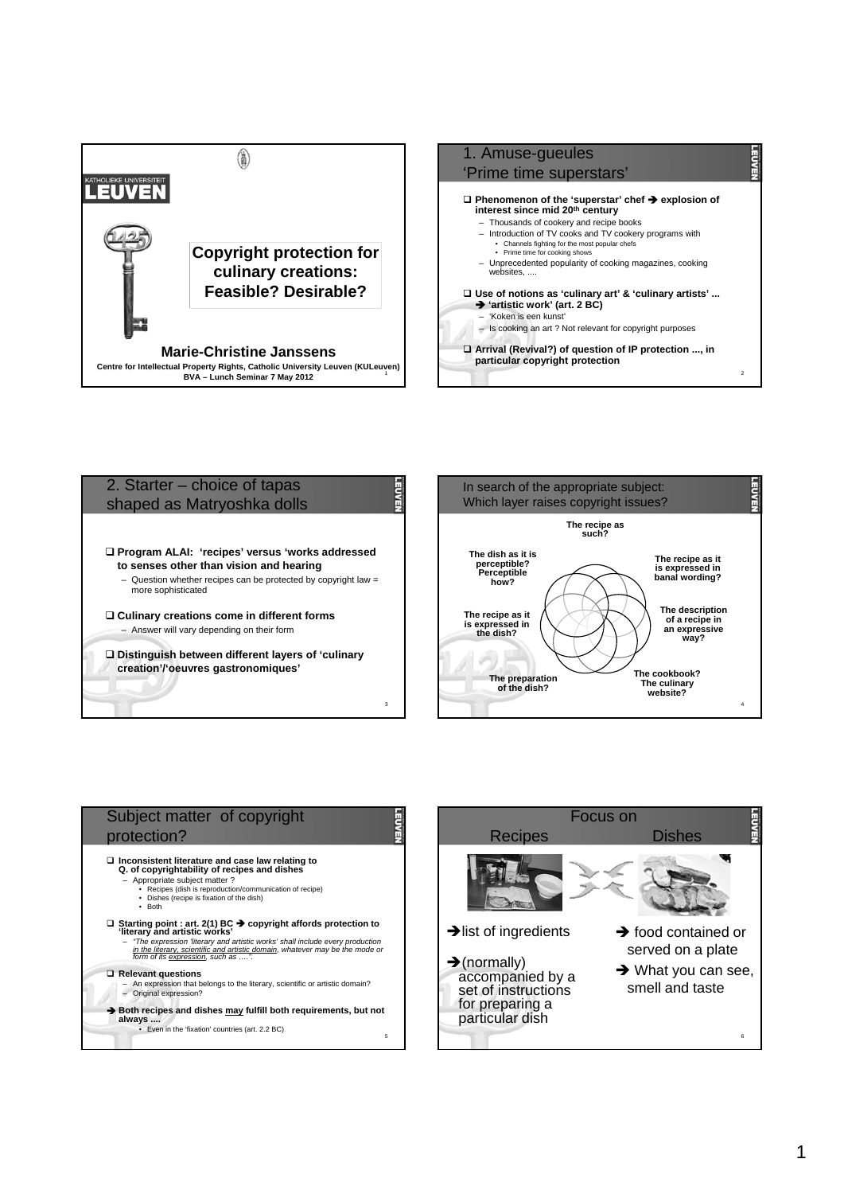KATHOLIEKE UNIVERSITEIT LEUVEN

# Copyright protection for culinary creations: Feasible? Desirable?

**Marie-Christine Janssens**

**Centre for Intellectual Property Rights, Catholic University Leuven (KULeuven)**
**BVA – Lunch Seminar 7 May 2012**

## 1. Amuse-gueules 'Prime time superstars'

- **Phenomenon of the 'superstar' chef ➔ explosion of interest since mid 20th century**
  - Thousands of cookery and recipe books
  - Introduction of TV cooks and TV cookery programs with
    - Channels fighting for the most popular chefs
    - Prime time for cooking shows
  - Unprecedented popularity of cooking magazines, cooking websites, ....
- **Use of notions as 'culinary art' & 'culinary artists' ... ➔ 'artistic work' (art. 2 BC)**
  - 'Koken is een kunst'
  - Is cooking an art ? Not relevant for copyright purposes
- **Arrival (Revival?) of question of IP protection ..., in particular copyright protection**

## 2. Starter – choice of tapas shaped as Matryoshka dolls

- **Program ALAI: 'recipes' versus 'works addressed to senses other than vision and hearing**
  - Question whether recipes can be protected by copyright law = more sophisticated
- **Culinary creations come in different forms**
  - Answer will vary depending on their form
- **Distinguish between different layers of 'culinary creation'/'oeuvres gastronomiques'**

## In search of the appropriate subject: Which layer raises copyright issues?

- The recipe as such?
- The recipe as it is expressed in banal wording?
- The description of a recipe in an expressive way?
- The cookbook? The culinary website?
- The preparation of the dish?
- The recipe as it is expressed in the dish?
- The dish as it is perceptible? Perceptible how?

## Subject matter of copyright protection?

- **Inconsistent literature and case law relating to Q. of copyrightability of recipes and dishes**
  - Appropriate subject matter ?
    - Recipes (dish is reproduction/communication of recipe)
    - Dishes (recipe is fixation of the dish)
    - Both
- **Starting point : art. 2(1) BC ➔ copyright affords protection to 'literary and artistic works'**
  - *"The expression 'literary and artistic works' shall include every production <u>in the literary, scientific and artistic domain</u>, whatever may be the mode or form of its <u>expression</u>, such as …."*
- **Relevant questions**
  - An expression that belongs to the literary, scientific or artistic domain?
  - Original expression?

➔ **Both recipes and dishes <u>may</u> fulfill both requirements, but not always ....**
- Even in the 'fixation' countries (art. 2.2 BC)

## Focus on

| Recipes | Dishes |
|---|---|
| ➔ list of ingredients | ➔ food contained or served on a plate |
| ➔ (normally) accompanied by a set of instructions for preparing a particular dish | ➔ What you can see, smell and taste |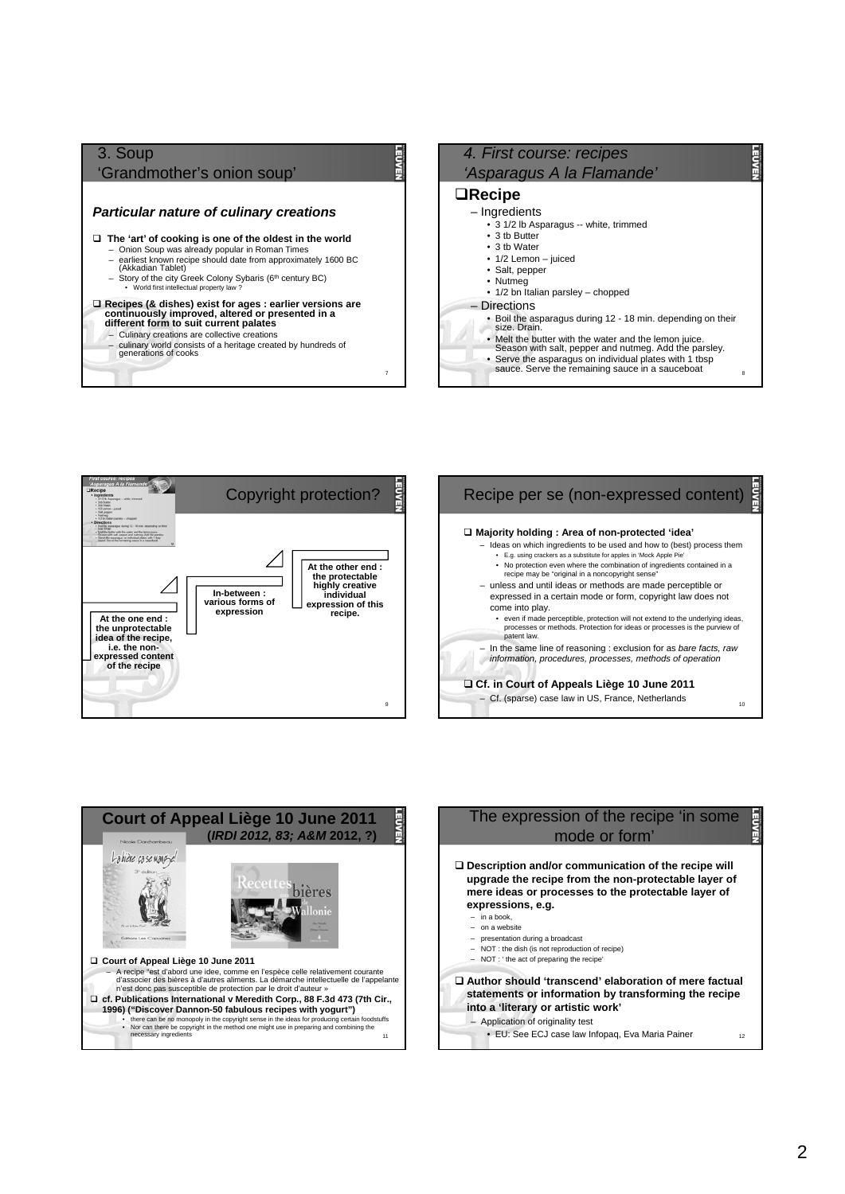## 3. Soup
## 'Grandmother's onion soup'

***Particular nature of culinary creations***

- **The 'art' of cooking is one of the oldest in the world**
  - Onion Soup was already popular in Roman Times
  - earliest known recipe should date from approximately 1600 BC (Akkadian Tablet)
  - Story of the city Greek Colony Sybaris (6th century BC)
    - World first intellectual property law ?
- **Recipes (& dishes) exist for ages : earlier versions are continuously improved, altered or presented in a different form to suit current palates**
  - Culinary creations are collective creations
  - culinary world consists of a heritage created by hundreds of generations of cooks

## *4. First course: recipes*
## *'Asparagus A la Flamande'*

- **Recipe**
  - Ingredients
    - 3 1/2 lb Asparagus -- white, trimmed
    - 3 tb Butter
    - 3 tb Water
    - 1/2 Lemon – juiced
    - Salt, pepper
    - Nutmeg
    - 1/2 bn Italian parsley – chopped
  - Directions
    - Boil the asparagus during 12 - 18 min. depending on their size. Drain.
    - Melt the butter with the water and the lemon juice. Season with salt, pepper and nutmeg. Add the parsley.
    - Serve the asparagus on individual plates with 1 tbsp sauce. Serve the remaining sauce in a sauceboat

## Copyright protection?

**At the one end : the unprotectable idea of the recipe, i.e. the non-expressed content of the recipe**

**In-between : various forms of expression**

**At the other end : the protectable highly creative individual expression of this recipe.**

## Recipe per se (non-expressed content)

- **Majority holding : Area of non-protected 'idea'**
  - Ideas on which ingredients to be used and how to (best) process them
    - E.g. using crackers as a substitute for apples in 'Mock Apple Pie'
    - No protection even where the combination of ingredients contained in a recipe may be "original in a noncopyright sense"
  - unless and until ideas or methods are made perceptible or expressed in a certain mode or form, copyright law does not come into play.
    - even if made perceptible, protection will not extend to the underlying ideas, processes or methods. Protection for ideas or processes is the purview of patent law.
  - In the same line of reasoning : exclusion for as *bare facts, raw information, procedures, processes, methods of operation*
- **Cf. in Court of Appeals Liège 10 June 2011**
  - Cf. (sparse) case law in US, France, Netherlands

## Court of Appeal Liège 10 June 2011
## (*IRDI 2012, 83; A&M* 2012, ?)

- **Court of Appeal Liège 10 June 2011**
  - A recipe "est d'abord une idee, comme en l'espèce celle relativement courante d'associer des bières à d'autres aliments. La démarche intellectuelle de l'appelante n'est donc pas susceptible de protection par le droit d'auteur »
- **cf. Publications International v Meredith Corp., 88 F.3d 473 (7th Cir., 1996) ("Discover Dannon-50 fabulous recipes with yogurt")**
  - there can be no monopoly in the copyright sense in the ideas for producing certain foodstuffs
  - Nor can there be copyright in the method one might use in preparing and combining the necessary ingredients

## The expression of the recipe 'in some mode or form'

- **Description and/or communication of the recipe will upgrade the recipe from the non-protectable layer of mere ideas or processes to the protectable layer of expressions, e.g.**
  - in a book,
  - on a website
  - presentation during a broadcast
  - NOT : the dish (is not reproduction of recipe)
  - NOT : ' the act of preparing the recipe'
- **Author should 'transcend' elaboration of mere factual statements or information by transforming the recipe into a 'literary or artistic work'**
  - Application of originality test
    - EU: See ECJ case law Infopaq, Eva Maria Painer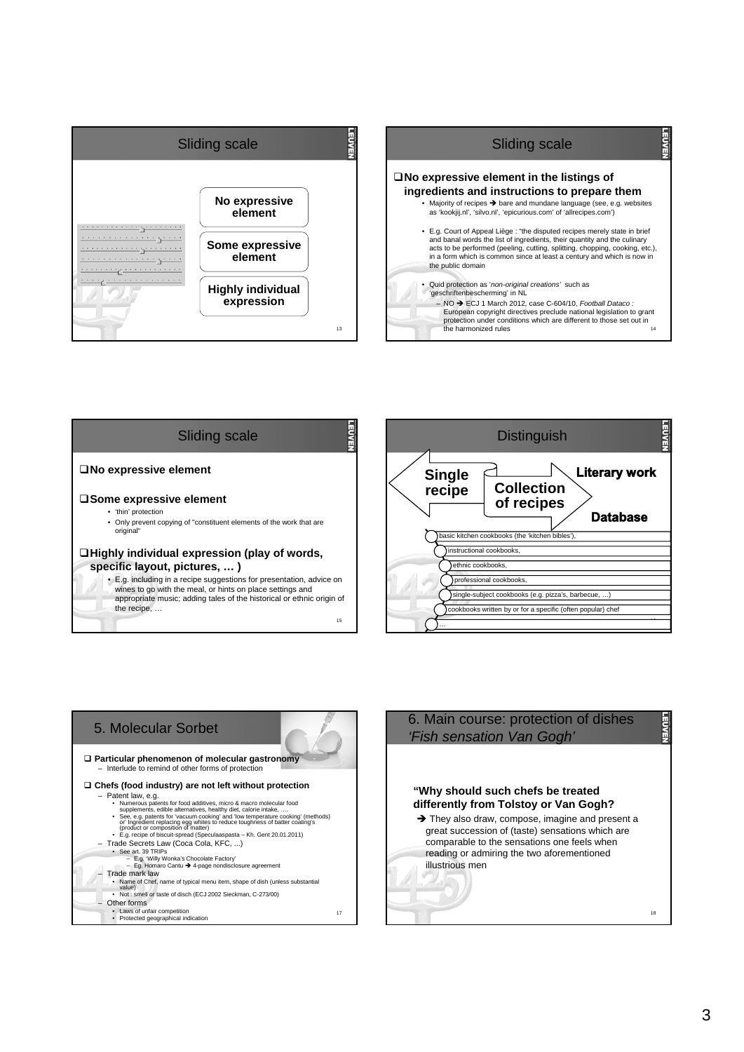## Sliding scale

- No expressive element
- Some expressive element
- Highly individual expression

## Sliding scale

❑ **No expressive element in the listings of ingredients and instructions to prepare them**

- Majority of recipes ➔ bare and mundane language (see, e.g. websites as 'kookjij.nl', 'silvo.nl', 'epicurious.com' of 'allrecipes.com')
- E.g. Court of Appeal Liège : "the disputed recipes merely state in brief and banal words the list of ingredients, their quantity and the culinary acts to be performed (peeling, cutting, splitting, chopping, cooking, etc.), in a form which is common since at least a century and which is now in the public domain
- Quid protection as '*non-original creations*' such as 'geschriftenbescherming' in NL
  - NO ➔ ECJ 1 March 2012, case C-604/10, *Football Dataco* : European copyright directives preclude national legislation to grant protection under conditions which are different to those set out in the harmonized rules

## Sliding scale

❑ **No expressive element**

❑ **Some expressive element**

- 'thin' protection
- Only prevent copying of "constituent elements of the work that are original"

❑ **Highly individual expression (play of words, specific layout, pictures, … )**

- E.g. including in a recipe suggestions for presentation, advice on wines to go with the meal, or hints on place settings and appropriate music; adding tales of the historical or ethnic origin of the recipe, …

## Distinguish

**Single recipe** | **Collection of recipes** → **Literary work** / **Database**

- basic kitchen cookbooks (the 'kitchen bibles'),
- instructional cookbooks,
- ethnic cookbooks,
- professional cookbooks,
- single-subject cookbooks (e.g. pizza's, barbecue, …)
- cookbooks written by or for a specific (often popular) chef
- …

## 5. Molecular Sorbet

❑ **Particular phenomenon of molecular gastronomy**

- Interlude to remind of other forms of protection

❑ **Chefs (food industry) are not left without protection**

- Patent law, e.g.
  - Numerous patents for food additives, micro & macro molecular food supplements, edible alternatives, healthy diet, calorie intake, ….
  - See, e.g. patents for 'vacuum cooking' and 'low temperature cooking' (methods) or' Ingredient replacing egg whites to reduce toughness of batter coating's (product or composition of matter)
  - E.g. recipe of biscuit-spread (Speculaaspasta – Kh. Gent 20.01.2011)
- Trade Secrets Law (Coca Cola, KFC, ...)
  - See art. 39 TRIPs
    - E.g. 'Willy Wonka's Chocolate Factory'
    - Eg. Homaro Cantu ➔ 4-page nondisclosure agreement
- Trade mark law
  - Name of Chef, name of typical menu item, shape of dish (unless substantial value)
  - Not : smell or taste of disch (ECJ 2002 Sieckman, C-273/00)
- Other forms
  - Laws of unfair competition
  - Protected geographical indication

## 6. Main course: protection of dishes *'Fish sensation Van Gogh'*

**"Why should such chefs be treated differently from Tolstoy or Van Gogh?**

➔ They also draw, compose, imagine and present a great succession of (taste) sensations which are comparable to the sensations one feels when reading or admiring the two aforementioned illustrious men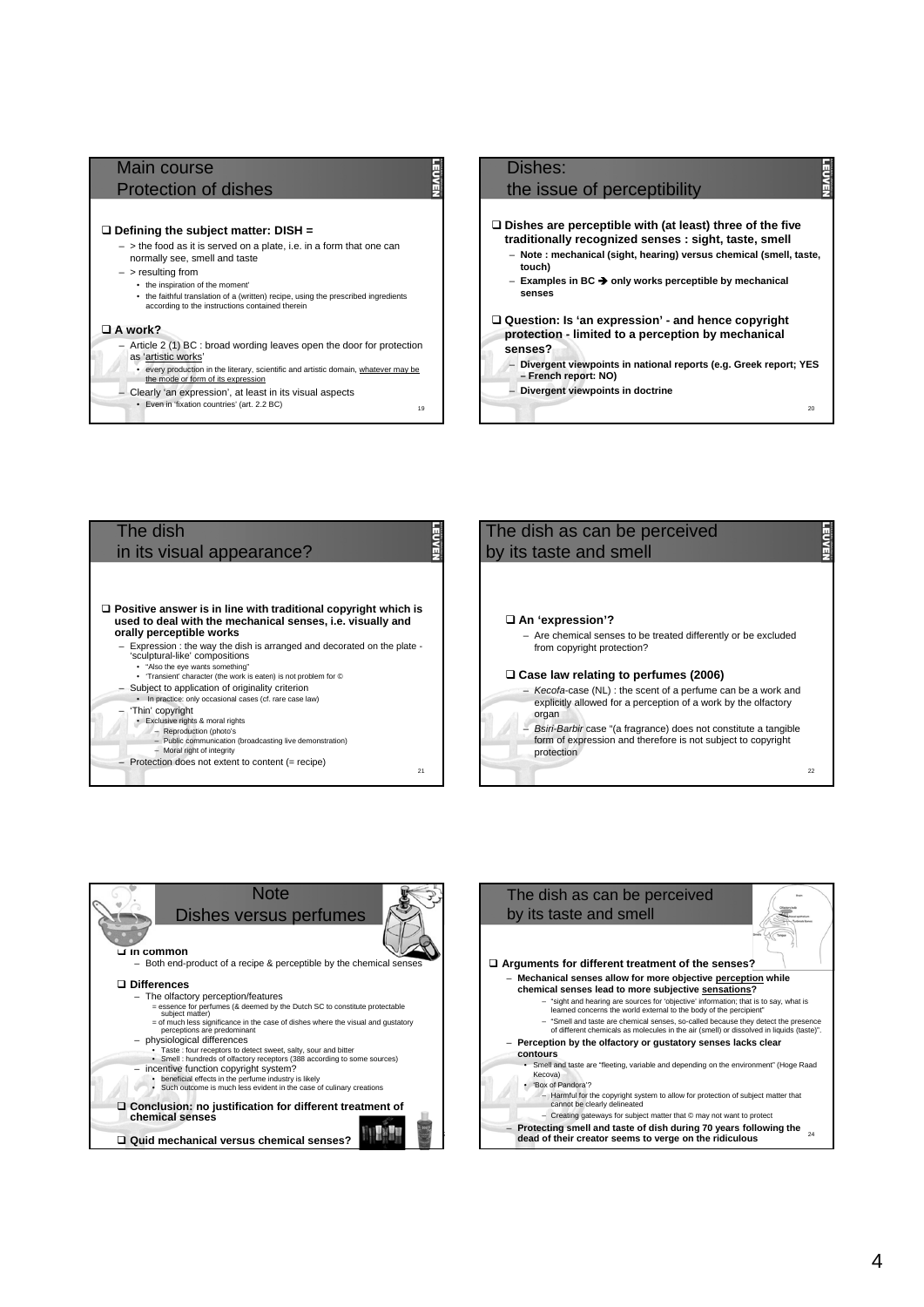## Main course – Protection of dishes

- **Defining the subject matter: DISH =**
  - > the food as it is served on a plate, i.e. in a form that one can normally see, smell and taste
  - > resulting from
    - the inspiration of the moment'
    - the faithful translation of a (written) recipe, using the prescribed ingredients according to the instructions contained therein
- **A work?**
  - Article 2 (1) BC : broad wording leaves open the door for protection as 'artistic works'
    - every production in the literary, scientific and artistic domain, whatever may be the mode or form of its expression
  - Clearly 'an expression', at least in its visual aspects
    - Even in 'fixation countries' (art. 2.2 BC)

## Dishes: the issue of perceptibility

- **Dishes are perceptible with (at least) three of the five traditionally recognized senses : sight, taste, smell**
  - **Note : mechanical (sight, hearing) versus chemical (smell, taste, touch)**
  - **Examples in BC ➔ only works perceptible by mechanical senses**
- **Question: Is 'an expression' - and hence copyright protection - limited to a perception by mechanical senses?**
  - **Divergent viewpoints in national reports (e.g. Greek report; YES – French report: NO)**
  - **Divergent viewpoints in doctrine**

## The dish in its visual appearance?

- **Positive answer is in line with traditional copyright which is used to deal with the mechanical senses, i.e. visually and orally perceptible works**
  - Expression : the way the dish is arranged and decorated on the plate - 'sculptural-like' compositions
    - "Also the eye wants something"
    - 'Transient' character (the work is eaten) is not problem for ©
  - Subject to application of originality criterion
    - In practice: only occasional cases (cf. rare case law)
  - 'Thin' copyright
    - Exclusive rights & moral rights
      - Reproduction (photo's
      - Public communication (broadcasting live demonstration)
      - Moral right of integrity
  - Protection does not extent to content (= recipe)

## The dish as can be perceived by its taste and smell

- **An 'expression'?**
  - Are chemical senses to be treated differently or be excluded from copyright protection?
- **Case law relating to perfumes (2006)**
  - *Kecofa*-case (NL) : the scent of a perfume can be a work and explicitly allowed for a perception of a work by the olfactory organ
  - *Bsiri-Barbir* case "(a fragrance) does not constitute a tangible form of expression and therefore is not subject to copyright protection

## Note – Dishes versus perfumes

- **In common**
  - Both end-product of a recipe & perceptible by the chemical senses
- **Differences**
  - The olfactory perception/features
    - = essence for perfumes (& deemed by the Dutch SC to constitute protectable subject matter)
    - = of much less significance in the case of dishes where the visual and gustatory perceptions are predominant
  - physiological differences
    - Taste : four receptors to detect sweet, salty, sour and bitter
    - Smell : hundreds of olfactory receptors (388 according to some sources)
  - incentive function copyright system?
    - beneficial effects in the perfume industry is likely
    - Such outcome is much less evident in the case of culinary creations
- **Conclusion: no justification for different treatment of chemical senses**
- **Quid mechanical versus chemical senses?**

## The dish as can be perceived by its taste and smell

- **Arguments for different treatment of the senses?**
  - **Mechanical senses allow for more objective perception while chemical senses lead to more subjective sensations?**
    - "sight and hearing are sources for 'objective' information; that is to say, what is learned concerns the world external to the body of the percipient"
    - "Smell and taste are chemical senses, so-called because they detect the presence of different chemicals as molecules in the air (smell) or dissolved in liquids (taste)".
  - **Perception by the olfactory or gustatory senses lacks clear contours**
    - Smell and taste are "fleeting, variable and depending on the environment" (Hoge Raad Kecova)
    - 'Box of Pandora'?
      - Harmful for the copyright system to allow for protection of subject matter that cannot be clearly delineated
      - Creating gateways for subject matter that © may not want to protect
  - **Protecting smell and taste of dish during 70 years following the dead of their creator seems to verge on the ridiculous**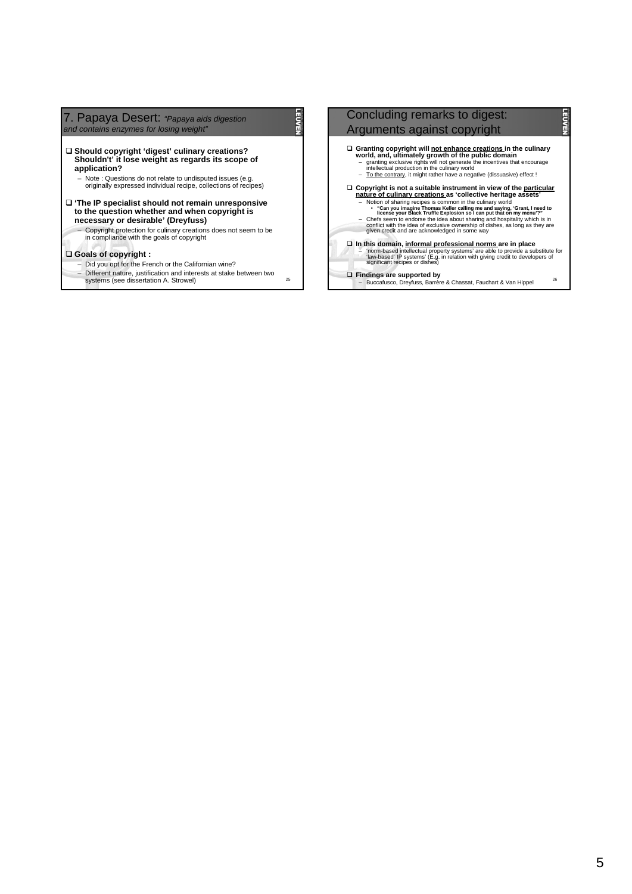## 7. Papaya Desert: *"Papaya aids digestion and contains enzymes for losing weight"*

- **Should copyright 'digest' culinary creations? Shouldn't' it lose weight as regards its scope of application?**
  - Note : Questions do not relate to undisputed issues (e.g. originally expressed individual recipe, collections of recipes)
- **'The IP specialist should not remain unresponsive to the question whether and when copyright is necessary or desirable' (Dreyfuss)**
  - Copyright protection for culinary creations does not seem to be in compliance with the goals of copyright
- **Goals of copyright :**
  - Did you opt for the French or the Californian wine?
  - Different nature, justification and interests at stake between two systems (see dissertation A. Strowel)

## Concluding remarks to digest: Arguments against copyright

- **Granting copyright will <u>not enhance creations</u> in the culinary world, and, ultimately growth of the public domain**
  - granting exclusive rights will not generate the incentives that encourage intellectual production in the culinary world
  - <u>To the contrary</u>, it might rather have a negative (dissuasive) effect !
- **Copyright is not a suitable instrument in view of the <u>particular nature of culinary creations</u> as 'collective heritage assets'**
  - Notion of sharing recipes is common in the culinary world
    - **"Can you imagine Thomas Keller calling me and saying, 'Grant, I need to license your Black Truffle Explosion so I can put that on my menu'?"**
  - Chefs seem to endorse the idea about sharing and hospitality which is in conflict with the idea of exclusive ownership of dishes, as long as they are given credit and are acknowledged in some way
- **In this domain, <u>informal professional norms</u> are in place**
  - 'norm-based intellectual property systems' are able to provide a substitute for 'law-based' IP systems' (E.g. in relation with giving credit to developers of significant recipes or dishes)
- **Findings are supported by**
  - Buccafusco, Dreyfuss, Barrère & Chassat, Fauchart & Van Hippel